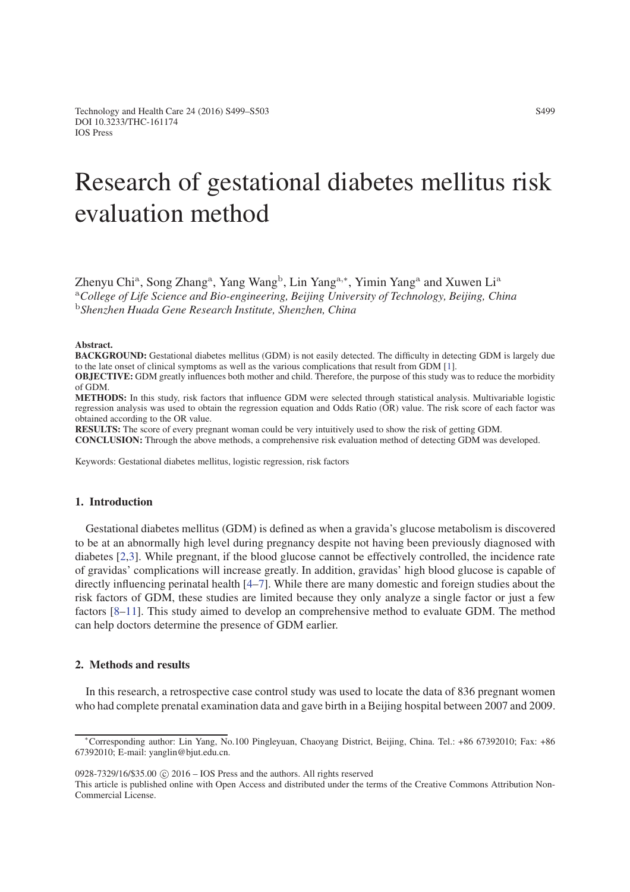# Research of gestational diabetes mellitus risk evaluation method

Zhenyu Chi[a], Song Zhang[a], Yang Wang[b], Lin Yang[a,*], Yimin Yang[a] and Xuwen Li[a]

[a]*College of Life Science and Bio-engineering, Beijing University of Technology, Beijing, China*
[b]*Shenzhen Huada Gene Research Institute, Shenzhen, China*

**Abstract.**

**BACKGROUND:** Gestational diabetes mellitus (GDM) is not easily detected. The difficulty in detecting GDM is largely due to the late onset of clinical symptoms as well as the various complications that result from GDM [1].

**OBJECTIVE:** GDM greatly influences both mother and child. Therefore, the purpose of this study was to reduce the morbidity of GDM.

**METHODS:** In this study, risk factors that influence GDM were selected through statistical analysis. Multivariable logistic regression analysis was used to obtain the regression equation and Odds Ratio (OR) value. The risk score of each factor was obtained according to the OR value.

**RESULTS:** The score of every pregnant woman could be very intuitively used to show the risk of getting GDM.

**CONCLUSION:** Through the above methods, a comprehensive risk evaluation method of detecting GDM was developed.

Keywords: Gestational diabetes mellitus, logistic regression, risk factors

## 1. Introduction

Gestational diabetes mellitus (GDM) is defined as when a gravida's glucose metabolism is discovered to be at an abnormally high level during pregnancy despite not having been previously diagnosed with diabetes [2,3]. While pregnant, if the blood glucose cannot be effectively controlled, the incidence rate of gravidas' complications will increase greatly. In addition, gravidas' high blood glucose is capable of directly influencing perinatal health [4–7]. While there are many domestic and foreign studies about the risk factors of GDM, these studies are limited because they only analyze a single factor or just a few factors [8–11]. This study aimed to develop an comprehensive method to evaluate GDM. The method can help doctors determine the presence of GDM earlier.

## 2. Methods and results

In this research, a retrospective case control study was used to locate the data of 836 pregnant women who had complete prenatal examination data and gave birth in a Beijing hospital between 2007 and 2009.

---

*Corresponding author: Lin Yang, No.100 Pingleyuan, Chaoyang District, Beijing, China. Tel.: +86 67392010; Fax: +86 67392010; E-mail: yanglin@bjut.edu.cn.

0928-7329/16/$35.00 © 2016 – IOS Press and the authors. All rights reserved

This article is published online with Open Access and distributed under the terms of the Creative Commons Attribution Non-Commercial License.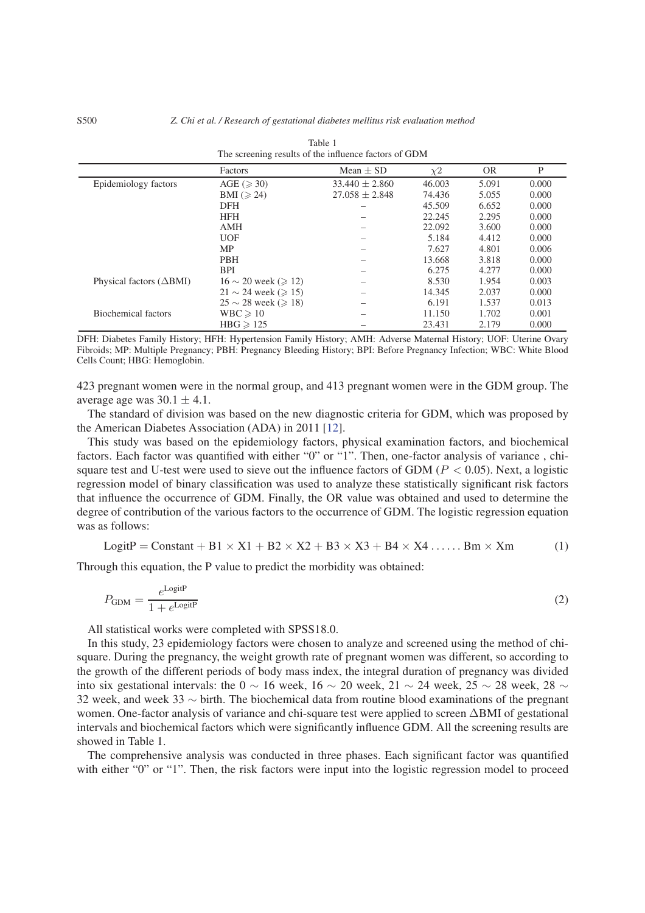Table 1
The screening results of the influence factors of GDM

| | Factors | Mean ± SD | $\chi 2$ | OR | P |
|---|---|---|---|---|---|
| Epidemiology factors | AGE ($\geqslant 30$) | $33.440 \pm 2.860$ | 46.003 | 5.091 | 0.000 |
| | BMI ($\geqslant 24$) | $27.058 \pm 2.848$ | 74.436 | 5.055 | 0.000 |
| | DFH | – | 45.509 | 6.652 | 0.000 |
| | HFH | – | 22.245 | 2.295 | 0.000 |
| | AMH | – | 22.092 | 3.600 | 0.000 |
| | UOF | – | 5.184 | 4.412 | 0.000 |
| | MP | – | 7.627 | 4.801 | 0.006 |
| | PBH | – | 13.668 | 3.818 | 0.000 |
| | BPI | – | 6.275 | 4.277 | 0.000 |
| Physical factors ($\Delta$BMI) | $16 \sim 20$ week ($\geqslant 12$) | – | 8.530 | 1.954 | 0.003 |
| | $21 \sim 24$ week ($\geqslant 15$) | – | 14.345 | 2.037 | 0.000 |
| | $25 \sim 28$ week ($\geqslant 18$) | – | 6.191 | 1.537 | 0.013 |
| Biochemical factors | WBC $\geqslant 10$ | – | 11.150 | 1.702 | 0.001 |
| | HBG $\geqslant 125$ | – | 23.431 | 2.179 | 0.000 |

DFH: Diabetes Family History; HFH: Hypertension Family History; AMH: Adverse Maternal History; UOF: Uterine Ovary Fibroids; MP: Multiple Pregnancy; PBH: Pregnancy Bleeding History; BPI: Before Pregnancy Infection; WBC: White Blood Cells Count; HBG: Hemoglobin.

423 pregnant women were in the normal group, and 413 pregnant women were in the GDM group. The average age was $30.1 \pm 4.1$.

The standard of division was based on the new diagnostic criteria for GDM, which was proposed by the American Diabetes Association (ADA) in 2011 [12].

This study was based on the epidemiology factors, physical examination factors, and biochemical factors. Each factor was quantified with either "0" or "1". Then, one-factor analysis of variance , chi-square test and U-test were used to sieve out the influence factors of GDM ($P < 0.05$). Next, a logistic regression model of binary classification was used to analyze these statistically significant risk factors that influence the occurrence of GDM. Finally, the OR value was obtained and used to determine the degree of contribution of the various factors to the occurrence of GDM. The logistic regression equation was as follows:

$$\text{LogitP} = \text{Constant} + \text{B1} \times \text{X1} + \text{B2} \times \text{X2} + \text{B3} \times \text{X3} + \text{B4} \times \text{X4} \ldots\ldots \text{Bm} \times \text{Xm} \tag{1}$$

Through this equation, the P value to predict the morbidity was obtained:

$$P_{\text{GDM}} = \frac{e^{\text{LogitP}}}{1 + e^{\text{LogitP}}} \tag{2}$$

All statistical works were completed with SPSS18.0.

In this study, 23 epidemiology factors were chosen to analyze and screened using the method of chi-square. During the pregnancy, the weight growth rate of pregnant women was different, so according to the growth of the different periods of body mass index, the integral duration of pregnancy was divided into six gestational intervals: the $0 \sim 16$ week, $16 \sim 20$ week, $21 \sim 24$ week, $25 \sim 28$ week, $28 \sim 32$ week, and week $33 \sim$ birth. The biochemical data from routine blood examinations of the pregnant women. One-factor analysis of variance and chi-square test were applied to screen $\Delta$BMI of gestational intervals and biochemical factors which were significantly influence GDM. All the screening results are showed in Table 1.

The comprehensive analysis was conducted in three phases. Each significant factor was quantified with either "0" or "1". Then, the risk factors were input into the logistic regression model to proceed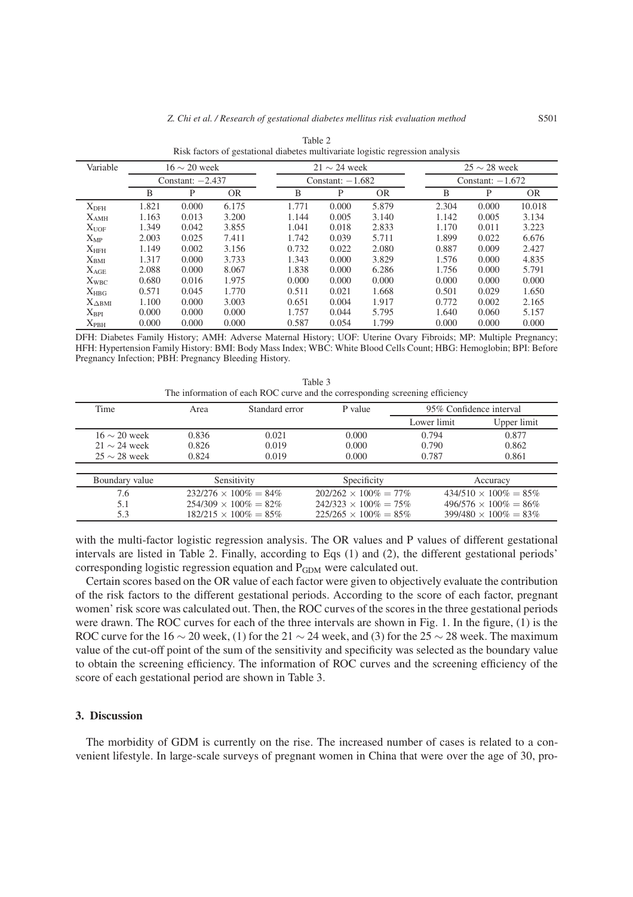Table 2
Risk factors of gestational diabetes multivariate logistic regression analysis

| Variable | 16 ~ 20 week | | | 21 ~ 24 week | | | 25 ~ 28 week | | |
|---|---|---|---|---|---|---|---|---|---|
| | Constant: −2.437 | | | Constant: −1.682 | | | Constant: −1.672 | | |
| | B | P | OR | B | P | OR | B | P | OR |
| $X_{DFH}$ | 1.821 | 0.000 | 6.175 | 1.771 | 0.000 | 5.879 | 2.304 | 0.000 | 10.018 |
| $X_{AMH}$ | 1.163 | 0.013 | 3.200 | 1.144 | 0.005 | 3.140 | 1.142 | 0.005 | 3.134 |
| $X_{UOF}$ | 1.349 | 0.042 | 3.855 | 1.041 | 0.018 | 2.833 | 1.170 | 0.011 | 3.223 |
| $X_{MP}$ | 2.003 | 0.025 | 7.411 | 1.742 | 0.039 | 5.711 | 1.899 | 0.022 | 6.676 |
| $X_{HFH}$ | 1.149 | 0.002 | 3.156 | 0.732 | 0.022 | 2.080 | 0.887 | 0.009 | 2.427 |
| $X_{BMI}$ | 1.317 | 0.000 | 3.733 | 1.343 | 0.000 | 3.829 | 1.576 | 0.000 | 4.835 |
| $X_{AGE}$ | 2.088 | 0.000 | 8.067 | 1.838 | 0.000 | 6.286 | 1.756 | 0.000 | 5.791 |
| $X_{WBC}$ | 0.680 | 0.016 | 1.975 | 0.000 | 0.000 | 0.000 | 0.000 | 0.000 | 0.000 |
| $X_{HBG}$ | 0.571 | 0.045 | 1.770 | 0.511 | 0.021 | 1.668 | 0.501 | 0.029 | 1.650 |
| $X_{\Delta BMI}$ | 1.100 | 0.000 | 3.003 | 0.651 | 0.004 | 1.917 | 0.772 | 0.002 | 2.165 |
| $X_{BPI}$ | 0.000 | 0.000 | 0.000 | 1.757 | 0.044 | 5.795 | 1.640 | 0.060 | 5.157 |
| $X_{PBH}$ | 0.000 | 0.000 | 0.000 | 0.587 | 0.054 | 1.799 | 0.000 | 0.000 | 0.000 |

DFH: Diabetes Family History; AMH: Adverse Maternal History; UOF: Uterine Ovary Fibroids; MP: Multiple Pregnancy; HFH: Hypertension Family History: BMI: Body Mass Index; WBC: White Blood Cells Count; HBG: Hemoglobin; BPI: Before Pregnancy Infection; PBH: Pregnancy Bleeding History.

Table 3
The information of each ROC curve and the corresponding screening efficiency

| Time | Area | Standard error | P value | 95% Confidence interval | |
|---|---|---|---|---|---|
| | | | | Lower limit | Upper limit |
| 16 ~ 20 week | 0.836 | 0.021 | 0.000 | 0.794 | 0.877 |
| 21 ~ 24 week | 0.826 | 0.019 | 0.000 | 0.790 | 0.862 |
| 25 ~ 28 week | 0.824 | 0.019 | 0.000 | 0.787 | 0.861 |

| Boundary value | Sensitivity | Specificity | Accuracy |
|---|---|---|---|
| 7.6 | $232/276 \times 100\% = 84\%$ | $202/262 \times 100\% = 77\%$ | $434/510 \times 100\% = 85\%$ |
| 5.1 | $254/309 \times 100\% = 82\%$ | $242/323 \times 100\% = 75\%$ | $496/576 \times 100\% = 86\%$ |
| 5.3 | $182/215 \times 100\% = 85\%$ | $225/265 \times 100\% = 85\%$ | $399/480 \times 100\% = 83\%$ |

with the multi-factor logistic regression analysis. The OR values and P values of different gestational intervals are listed in Table 2. Finally, according to Eqs (1) and (2), the different gestational periods' corresponding logistic regression equation and $P_{GDM}$ were calculated out.

Certain scores based on the OR value of each factor were given to objectively evaluate the contribution of the risk factors to the different gestational periods. According to the score of each factor, pregnant women' risk score was calculated out. Then, the ROC curves of the scores in the three gestational periods were drawn. The ROC curves for each of the three intervals are shown in Fig. 1. In the figure, (1) is the ROC curve for the 16 ~ 20 week, (1) for the 21 ~ 24 week, and (3) for the 25 ~ 28 week. The maximum value of the cut-off point of the sum of the sensitivity and specificity was selected as the boundary value to obtain the screening efficiency. The information of ROC curves and the screening efficiency of the score of each gestational period are shown in Table 3.

## 3. Discussion

The morbidity of GDM is currently on the rise. The increased number of cases is related to a convenient lifestyle. In large-scale surveys of pregnant women in China that were over the age of 30, pro-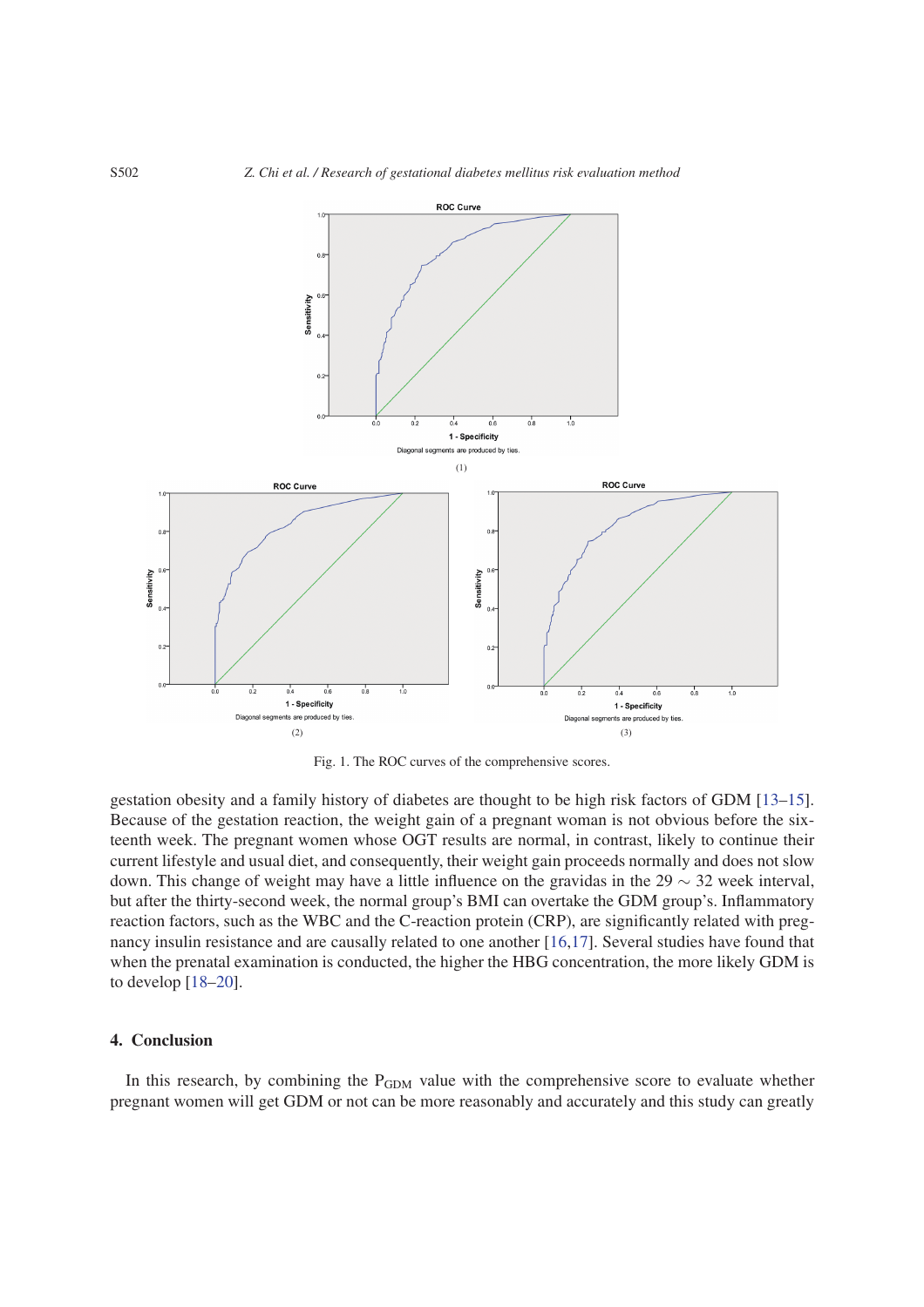Fig. 1. The ROC curves of the comprehensive scores.

gestation obesity and a family history of diabetes are thought to be high risk factors of GDM [13–15]. Because of the gestation reaction, the weight gain of a pregnant woman is not obvious before the sixteenth week. The pregnant women whose OGT results are normal, in contrast, likely to continue their current lifestyle and usual diet, and consequently, their weight gain proceeds normally and does not slow down. This change of weight may have a little influence on the gravidas in the 29 ∼ 32 week interval, but after the thirty-second week, the normal group's BMI can overtake the GDM group's. Inflammatory reaction factors, such as the WBC and the C-reaction protein (CRP), are significantly related with pregnancy insulin resistance and are causally related to one another [16,17]. Several studies have found that when the prenatal examination is conducted, the higher the HBG concentration, the more likely GDM is to develop [18–20].

## 4. Conclusion

In this research, by combining the $P_{GDM}$ value with the comprehensive score to evaluate whether pregnant women will get GDM or not can be more reasonably and accurately and this study can greatly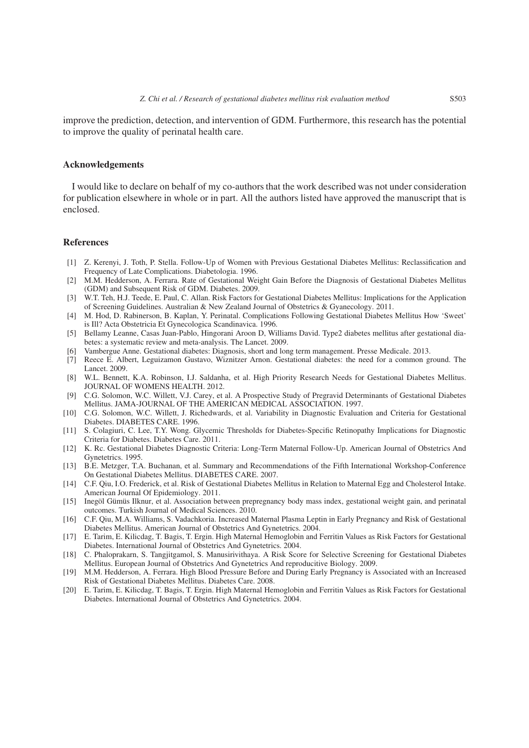improve the prediction, detection, and intervention of GDM. Furthermore, this research has the potential to improve the quality of perinatal health care.

## Acknowledgements

I would like to declare on behalf of my co-authors that the work described was not under consideration for publication elsewhere in whole or in part. All the authors listed have approved the manuscript that is enclosed.

## References

[1] Z. Kerenyi, J. Toth, P. Stella. Follow-Up of Women with Previous Gestational Diabetes Mellitus: Reclassification and Frequency of Late Complications. Diabetologia. 1996.

[2] M.M. Hedderson, A. Ferrara. Rate of Gestational Weight Gain Before the Diagnosis of Gestational Diabetes Mellitus (GDM) and Subsequent Risk of GDM. Diabetes. 2009.

[3] W.T. Teh, H.J. Teede, E. Paul, C. Allan. Risk Factors for Gestational Diabetes Mellitus: Implications for the Application of Screening Guidelines. Australian & New Zealand Journal of Obstetrics & Gyanecology. 2011.

[4] M. Hod, D. Rabinerson, B. Kaplan, Y. Perinatal. Complications Following Gestational Diabetes Mellitus How 'Sweet' is Ill? Acta Obstetricia Et Gynecologica Scandinavica. 1996.

[5] Bellamy Leanne, Casas Juan-Pablo, Hingorani Aroon D, Williams David. Type2 diabetes mellitus after gestational diabetes: a systematic review and meta-analysis. The Lancet. 2009.

[6] Vambergue Anne. Gestational diabetes: Diagnosis, short and long term management. Presse Medicale. 2013.

[7] Reece E. Albert, Leguizamon Gustavo, Wiznitzer Arnon. Gestational diabetes: the need for a common ground. The Lancet. 2009.

[8] W.L. Bennett, K.A. Robinson, I.J. Saldanha, et al. High Priority Research Needs for Gestational Diabetes Mellitus. JOURNAL OF WOMENS HEALTH. 2012.

[9] C.G. Solomon, W.C. Willett, V.J. Carey, et al. A Prospective Study of Pregravid Determinants of Gestational Diabetes Mellitus. JAMA-JOURNAL OF THE AMERICAN MEDICAL ASSOCIATION. 1997.

[10] C.G. Solomon, W.C. Willett, J. Richedwards, et al. Variability in Diagnostic Evaluation and Criteria for Gestational Diabetes. DIABETES CARE. 1996.

[11] S. Colagiuri, C. Lee, T.Y. Wong. Glycemic Thresholds for Diabetes-Specific Retinopathy Implications for Diagnostic Criteria for Diabetes. Diabetes Care. 2011.

[12] K. Rc. Gestational Diabetes Diagnostic Criteria: Long-Term Maternal Follow-Up. American Journal of Obstetrics And Gynetetrics. 1995.

[13] B.E. Metzger, T.A. Buchanan, et al. Summary and Recommendations of the Fifth International Workshop-Conference On Gestational Diabetes Mellitus. DIABETES CARE. 2007.

[14] C.F. Qiu, I.O. Frederick, et al. Risk of Gestational Diabetes Mellitus in Relation to Maternal Egg and Cholesterol Intake. American Journal Of Epidemiology. 2011.

[15] Inegöl Gümüs Ilknur, et al. Association between prepregnancy body mass index, gestational weight gain, and perinatal outcomes. Turkish Journal of Medical Sciences. 2010.

[16] C.F. Qiu, M.A. Williams, S. Vadachkoria. Increased Maternal Plasma Leptin in Early Pregnancy and Risk of Gestational Diabetes Mellitus. American Journal of Obstetrics And Gynetetrics. 2004.

[17] E. Tarim, E. Kilicdag, T. Bagis, T. Ergin. High Maternal Hemoglobin and Ferritin Values as Risk Factors for Gestational Diabetes. International Journal of Obstetrics And Gynetetrics. 2004.

[18] C. Phaloprakarn, S. Tangjitgamol, S. Manusirivithaya. A Risk Score for Selective Screening for Gestational Diabetes Mellitus. European Journal of Obstetrics And Gynetetrics And reproducitive Biology. 2009.

[19] M.M. Hedderson, A. Ferrara. High Blood Pressure Before and During Early Pregnancy is Associated with an Increased Risk of Gestational Diabetes Mellitus. Diabetes Care. 2008.

[20] E. Tarim, E. Kilicdag, T. Bagis, T. Ergin. High Maternal Hemoglobin and Ferritin Values as Risk Factors for Gestational Diabetes. International Journal of Obstetrics And Gynetetrics. 2004.